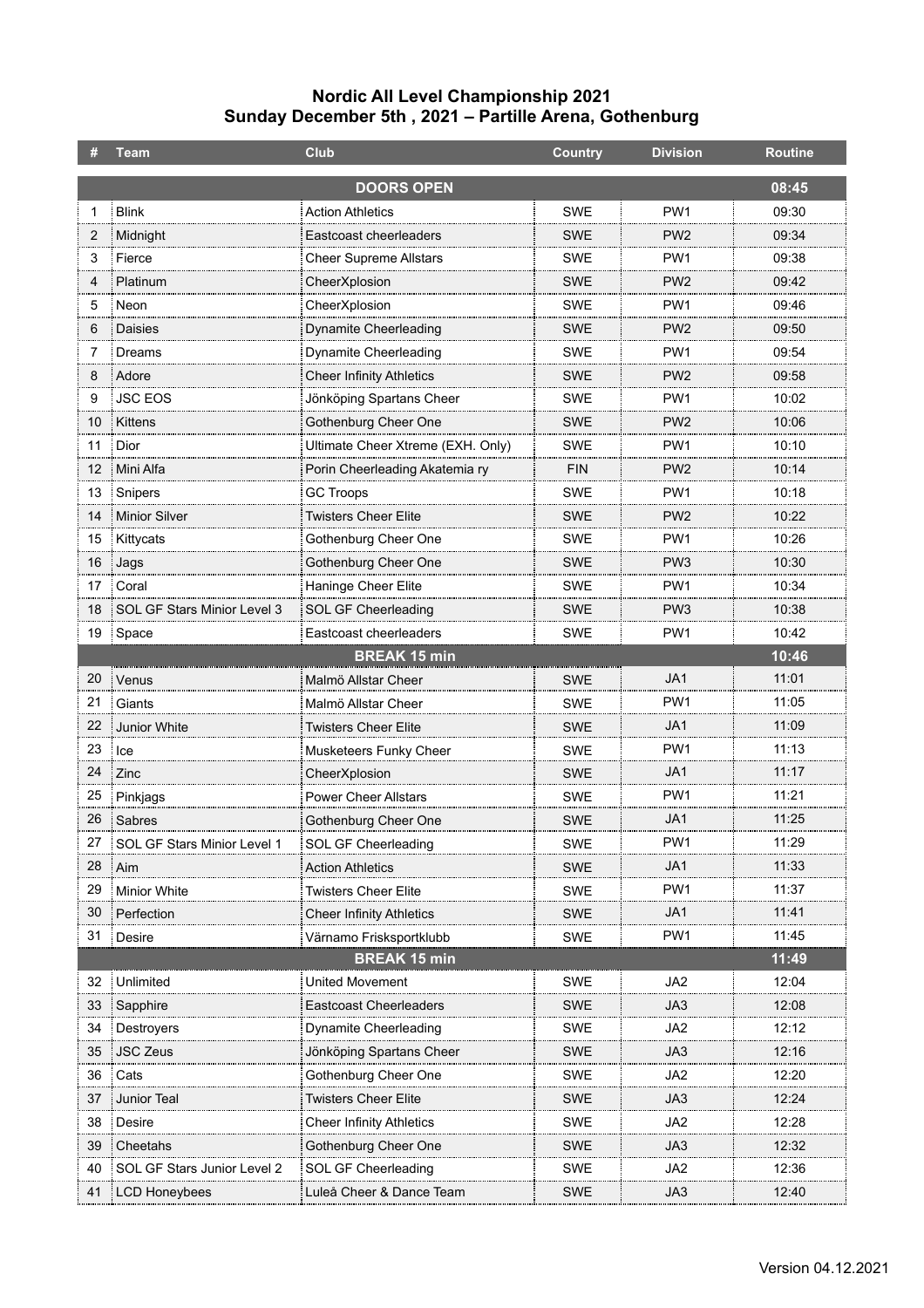# Nordic All Level Championship 2021
## Sunday December 5th , 2021 – Partille Arena, Gothenburg

| # | Team | Club | Country | Division | Routine |
|---|---|---|---|---|---|
| | | **DOORS OPEN** | | | **08:45** |
| 1 | Blink | Action Athletics | SWE | PW1 | 09:30 |
| 2 | Midnight | Eastcoast cheerleaders | SWE | PW2 | 09:34 |
| 3 | Fierce | Cheer Supreme Allstars | SWE | PW1 | 09:38 |
| 4 | Platinum | CheerXplosion | SWE | PW2 | 09:42 |
| 5 | Neon | CheerXplosion | SWE | PW1 | 09:46 |
| 6 | Daisies | Dynamite Cheerleading | SWE | PW2 | 09:50 |
| 7 | Dreams | Dynamite Cheerleading | SWE | PW1 | 09:54 |
| 8 | Adore | Cheer Infinity Athletics | SWE | PW2 | 09:58 |
| 9 | JSC EOS | Jönköping Spartans Cheer | SWE | PW1 | 10:02 |
| 10 | Kittens | Gothenburg Cheer One | SWE | PW2 | 10:06 |
| 11 | Dior | Ultimate Cheer Xtreme (EXH. Only) | SWE | PW1 | 10:10 |
| 12 | Mini Alfa | Porin Cheerleading Akatemia ry | FIN | PW2 | 10:14 |
| 13 | Snipers | GC Troops | SWE | PW1 | 10:18 |
| 14 | Minior Silver | Twisters Cheer Elite | SWE | PW2 | 10:22 |
| 15 | Kittycats | Gothenburg Cheer One | SWE | PW1 | 10:26 |
| 16 | Jags | Gothenburg Cheer One | SWE | PW3 | 10:30 |
| 17 | Coral | Haninge Cheer Elite | SWE | PW1 | 10:34 |
| 18 | SOL GF Stars Minior Level 3 | SOL GF Cheerleading | SWE | PW3 | 10:38 |
| 19 | Space | Eastcoast cheerleaders | SWE | PW1 | 10:42 |
| | | **BREAK 15 min** | | | **10:46** |
| 20 | Venus | Malmö Allstar Cheer | SWE | JA1 | 11:01 |
| 21 | Giants | Malmö Allstar Cheer | SWE | PW1 | 11:05 |
| 22 | Junior White | Twisters Cheer Elite | SWE | JA1 | 11:09 |
| 23 | Ice | Musketeers Funky Cheer | SWE | PW1 | 11:13 |
| 24 | Zinc | CheerXplosion | SWE | JA1 | 11:17 |
| 25 | Pinkjags | Power Cheer Allstars | SWE | PW1 | 11:21 |
| 26 | Sabres | Gothenburg Cheer One | SWE | JA1 | 11:25 |
| 27 | SOL GF Stars Minior Level 1 | SOL GF Cheerleading | SWE | PW1 | 11:29 |
| 28 | Aim | Action Athletics | SWE | JA1 | 11:33 |
| 29 | Minior White | Twisters Cheer Elite | SWE | PW1 | 11:37 |
| 30 | Perfection | Cheer Infinity Athletics | SWE | JA1 | 11:41 |
| 31 | Desire | Värnamo Frisksportklubb | SWE | PW1 | 11:45 |
| | | **BREAK 15 min** | | | **11:49** |
| 32 | Unlimited | United Movement | SWE | JA2 | 12:04 |
| 33 | Sapphire | Eastcoast Cheerleaders | SWE | JA3 | 12:08 |
| 34 | Destroyers | Dynamite Cheerleading | SWE | JA2 | 12:12 |
| 35 | JSC Zeus | Jönköping Spartans Cheer | SWE | JA3 | 12:16 |
| 36 | Cats | Gothenburg Cheer One | SWE | JA2 | 12:20 |
| 37 | Junior Teal | Twisters Cheer Elite | SWE | JA3 | 12:24 |
| 38 | Desire | Cheer Infinity Athletics | SWE | JA2 | 12:28 |
| 39 | Cheetahs | Gothenburg Cheer One | SWE | JA3 | 12:32 |
| 40 | SOL GF Stars Junior Level 2 | SOL GF Cheerleading | SWE | JA2 | 12:36 |
| 41 | LCD Honeybees | Luleå Cheer & Dance Team | SWE | JA3 | 12:40 |

Version 04.12.2021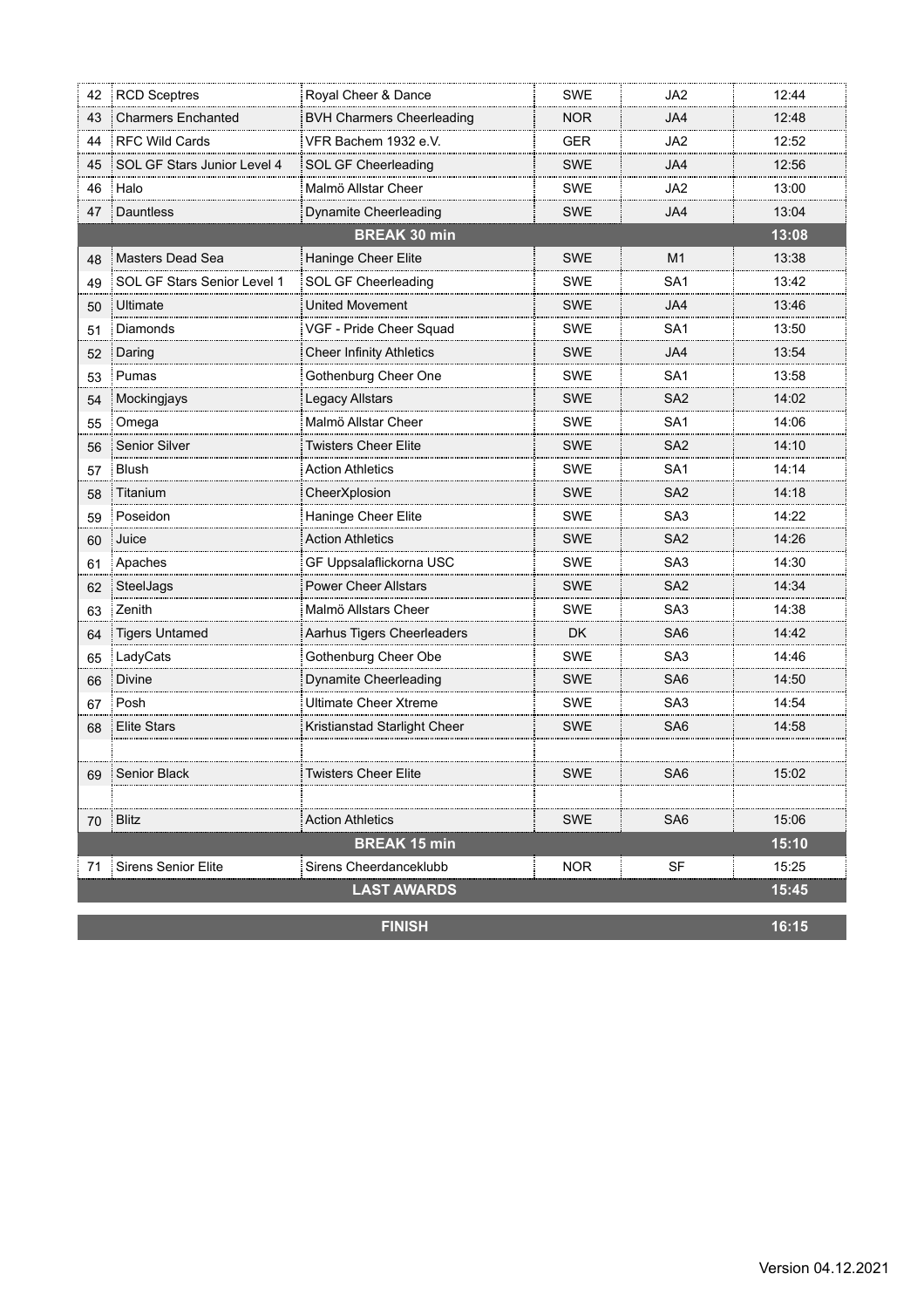| | | | | | |
|---|---|---|---|---|---|
| 42 | RCD Sceptres | Royal Cheer & Dance | SWE | JA2 | 12:44 |
| 43 | Charmers Enchanted | BVH Charmers Cheerleading | NOR | JA4 | 12:48 |
| 44 | RFC Wild Cards | VFR Bachem 1932 e.V. | GER | JA2 | 12:52 |
| 45 | SOL GF Stars Junior Level 4 | SOL GF Cheerleading | SWE | JA4 | 12:56 |
| 46 | Halo | Malmö Allstar Cheer | SWE | JA2 | 13:00 |
| 47 | Dauntless | Dynamite Cheerleading | SWE | JA4 | 13:04 |
| | | **BREAK 30 min** | | | **13:08** |
| 48 | Masters Dead Sea | Haninge Cheer Elite | SWE | M1 | 13:38 |
| 49 | SOL GF Stars Senior Level 1 | SOL GF Cheerleading | SWE | SA1 | 13:42 |
| 50 | Ultimate | United Movement | SWE | JA4 | 13:46 |
| 51 | Diamonds | VGF - Pride Cheer Squad | SWE | SA1 | 13:50 |
| 52 | Daring | Cheer Infinity Athletics | SWE | JA4 | 13:54 |
| 53 | Pumas | Gothenburg Cheer One | SWE | SA1 | 13:58 |
| 54 | Mockingjays | Legacy Allstars | SWE | SA2 | 14:02 |
| 55 | Omega | Malmö Allstar Cheer | SWE | SA1 | 14:06 |
| 56 | Senior Silver | Twisters Cheer Elite | SWE | SA2 | 14:10 |
| 57 | Blush | Action Athletics | SWE | SA1 | 14:14 |
| 58 | Titanium | CheerXplosion | SWE | SA2 | 14:18 |
| 59 | Poseidon | Haninge Cheer Elite | SWE | SA3 | 14:22 |
| 60 | Juice | Action Athletics | SWE | SA2 | 14:26 |
| 61 | Apaches | GF Uppsalaflickorna USC | SWE | SA3 | 14:30 |
| 62 | SteelJags | Power Cheer Allstars | SWE | SA2 | 14:34 |
| 63 | Zenith | Malmö Allstars Cheer | SWE | SA3 | 14:38 |
| 64 | Tigers Untamed | Aarhus Tigers Cheerleaders | DK | SA6 | 14:42 |
| 65 | LadyCats | Gothenburg Cheer Obe | SWE | SA3 | 14:46 |
| 66 | Divine | Dynamite Cheerleading | SWE | SA6 | 14:50 |
| 67 | Posh | Ultimate Cheer Xtreme | SWE | SA3 | 14:54 |
| 68 | Elite Stars | Kristianstad Starlight Cheer | SWE | SA6 | 14:58 |
| | | | | | |
| 69 | Senior Black | Twisters Cheer Elite | SWE | SA6 | 15:02 |
| | | | | | |
| 70 | Blitz | Action Athletics | SWE | SA6 | 15:06 |
| | | **BREAK 15 min** | | | **15:10** |
| 71 | Sirens Senior Elite | Sirens Cheerdanceklubb | NOR | SF | 15:25 |
| | | **LAST AWARDS** | | | **15:45** |
| | | **FINISH** | | | **16:15** |

Version 04.12.2021